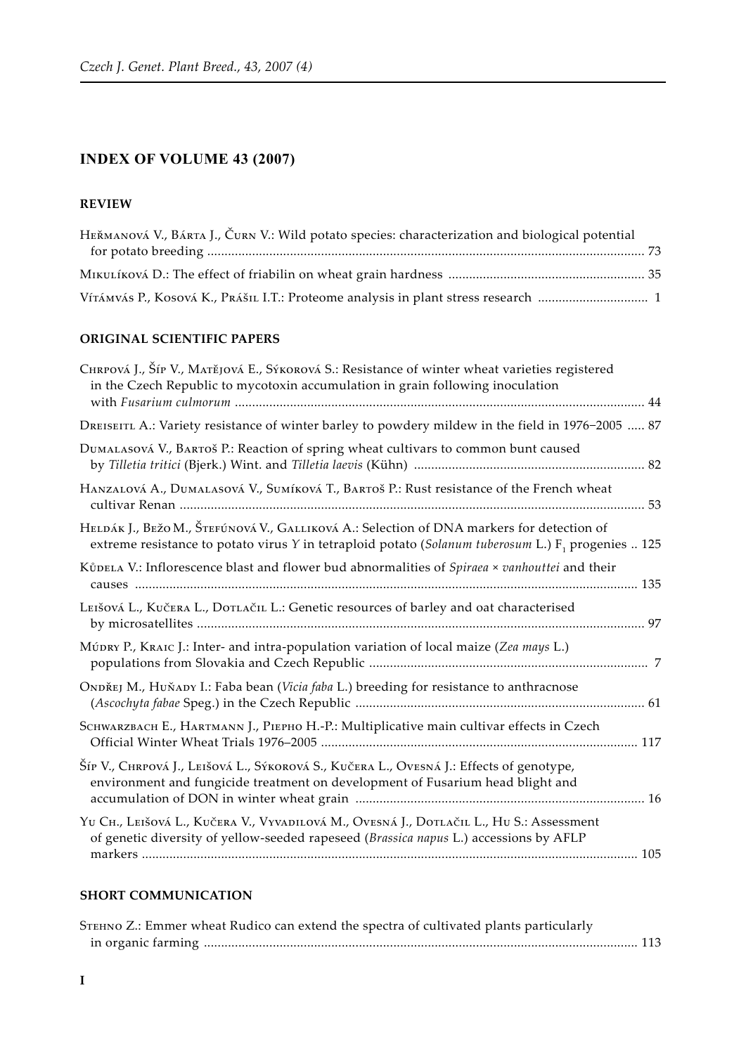## INDEX OF VOLUME 43 (2007)

### REVIEW

Heřmanová V., Bárta J., Čurn V.: Wild potato species: characterization and biological potential for potato breeding ... 73

Mikulíková D.: The effect of friabilin on wheat grain hardness ... 35

Vítámvás P., Kosová K., Prášil I.T.: Proteome analysis in plant stress research ... 1

### ORIGINAL SCIENTIFIC PAPERS

Chrpová J., Šíp V., Matějová E., Sýkorová S.: Resistance of winter wheat varieties registered in the Czech Republic to mycotoxin accumulation in grain following inoculation with *Fusarium culmorum* ... 44

Dreiseitl A.: Variety resistance of winter barley to powdery mildew in the field in 1976–2005 ... 87

Dumalasová V., Bartoš P.: Reaction of spring wheat cultivars to common bunt caused by *Tilletia tritici* (Bjerk.) Wint. and *Tilletia laevis* (Kühn) ... 82

Hanzalová A., Dumalasová V., Sumíková T., Bartoš P.: Rust resistance of the French wheat cultivar Renan ... 53

Heldák J., Bežo M., Štefúnová V., Galliková A.: Selection of DNA markers for detection of extreme resistance to potato virus *Y* in tetraploid potato (*Solanum tuberosum* L.) $F_1$ progenies ... 125

Kůdela V.: Inflorescence blast and flower bud abnormalities of *Spiraea* × *vanhouttei* and their causes ... 135

Leišová L., Kučera L., Dotlačil L.: Genetic resources of barley and oat characterised by microsatellites ... 97

Múdry P., Kraic J.: Inter- and intra-population variation of local maize (*Zea mays* L.) populations from Slovakia and Czech Republic ... 7

Ondřej M., Huňady I.: Faba bean (*Vicia faba* L.) breeding for resistance to anthracnose (*Ascochyta fabae* Speg.) in the Czech Republic ... 61

Schwarzbach E., Hartmann J., Piepho H.-P.: Multiplicative main cultivar effects in Czech Official Winter Wheat Trials 1976–2005 ... 117

Šíp V., Chrpová J., Leišová L., Sýkorová S., Kučera L., Ovesná J.: Effects of genotype, environment and fungicide treatment on development of Fusarium head blight and accumulation of DON in winter wheat grain ... 16

Yu Ch., Leišová L., Kučera V., Vyvadilová M., Ovesná J., Dotlačil L., Hu S.: Assessment of genetic diversity of yellow-seeded rapeseed (*Brassica napus* L.) accessions by AFLP markers ... 105

### SHORT COMMUNICATION

Stehno Z.: Emmer wheat Rudico can extend the spectra of cultivated plants particularly in organic farming ... 113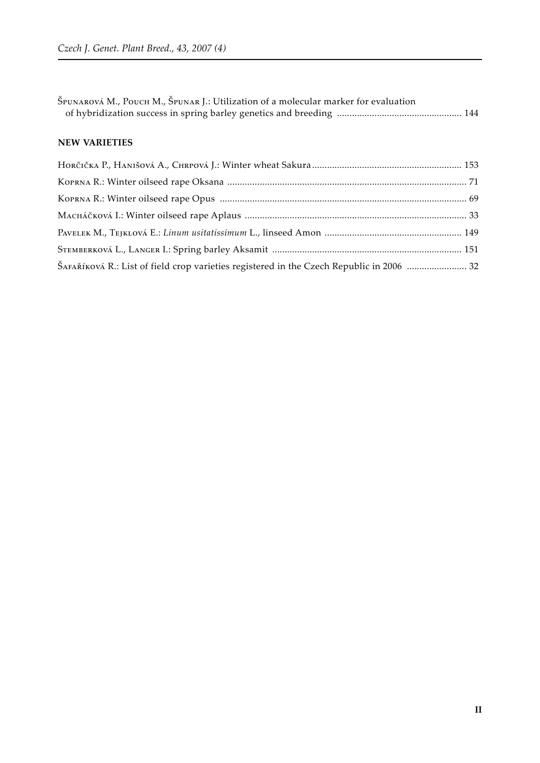Špunarová M., Pouch M., Špunar J.: Utilization of a molecular marker for evaluation of hybridization success in spring barley genetics and breeding ................................................. 144

**NEW VARIETIES**

Horčička P., Hanišová A., Chrpová J.: Winter wheat Sakura ........................................................... 153

Koprna R.: Winter oilseed rape Oksana ............................................................................................... 71

Koprna R.: Winter oilseed rape Opus .................................................................................................. 69

Macháčková I.: Winter oilseed rape Aplaus ........................................................................................ 33

Pavelek M., Tejklová E.: *Linum usitatissimum* L., linseed Amon ...................................................... 149

Stemberková L., Langer I.: Spring barley Aksamit ........................................................................... 151

Šafaříková R.: List of field crop varieties registered in the Czech Republic in 2006 ........................ 32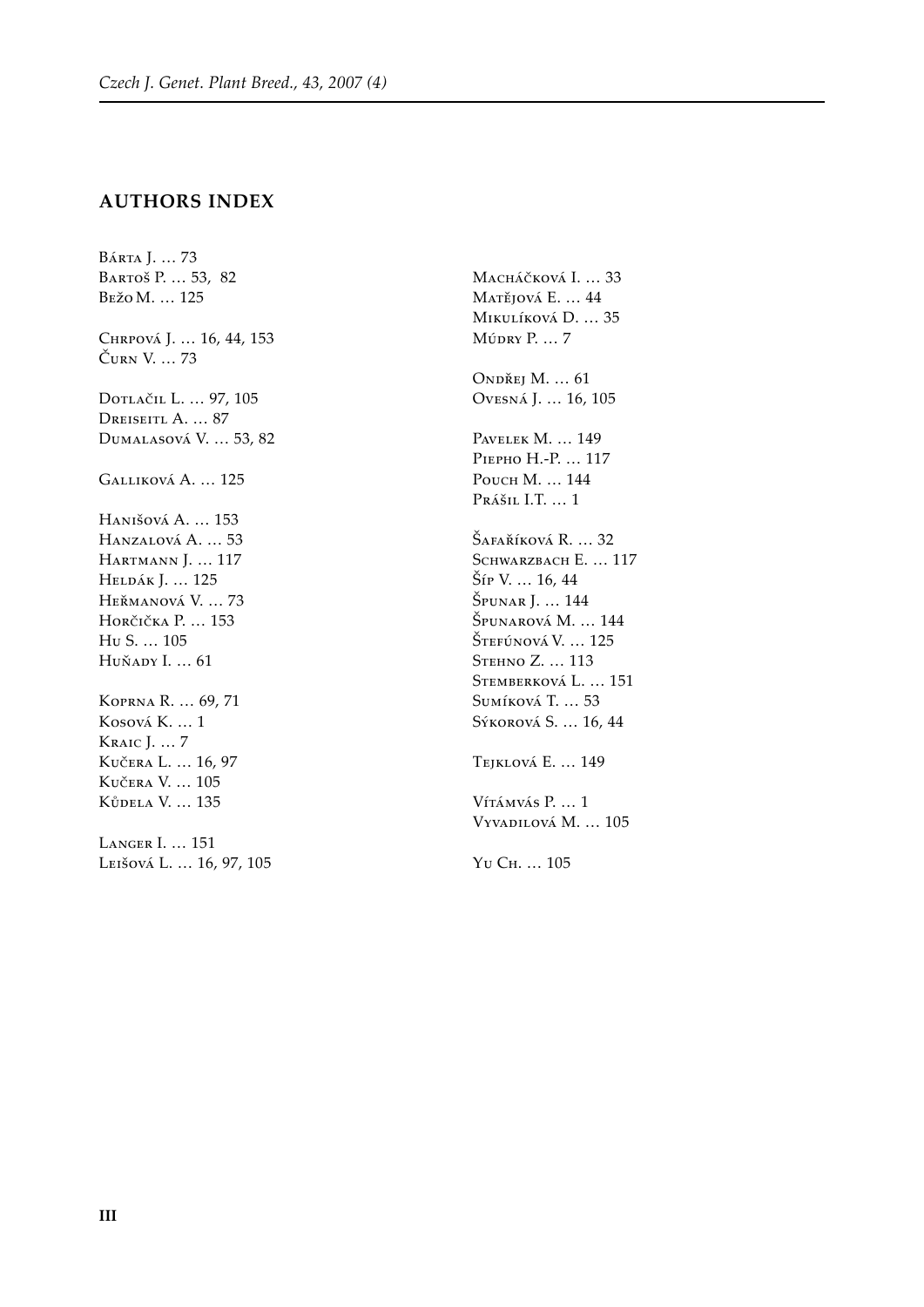## AUTHORS INDEX

Bárta J. … 73
Bartoš P. … 53, 82
Bežo M. … 125

Chrpová J. … 16, 44, 153
Čurn V. … 73

Dotlačil L. … 97, 105
Dreiseitl A. … 87
Dumalasová V. … 53, 82

Galliková A. … 125

Hanišová A. … 153
Hanzalová A. … 53
Hartmann J. … 117
Heldák J. … 125
Heřmanová V. … 73
Horčička P. … 153
Hu S. … 105
Huňady I. … 61

Koprna R. … 69, 71
Kosová K. … 1
Kraic J. … 7
Kučera L. … 16, 97
Kučera V. … 105
Kůdela V. … 135

Langer I. … 151
Leišová L. … 16, 97, 105

Macháčková I. … 33
Matějová E. … 44
Mikulíková D. … 35
Múdry P. … 7

Ondřej M. … 61
Ovesná J. … 16, 105

Pavelek M. … 149
Piepho H.-P. … 117
Pouch M. … 144
Prášil I.T. … 1

Šafaříková R. … 32
Schwarzbach E. … 117
Šíp V. … 16, 44
Špunar J. … 144
Špunarová M. … 144
Štefúnová V. … 125
Stehno Z. … 113
Stemberková L. … 151
Sumíková T. … 53
Sýkorová S. … 16, 44

Tejklová E. … 149

Vítámvás P. … 1
Vyvadilová M. … 105

Yu Ch. … 105